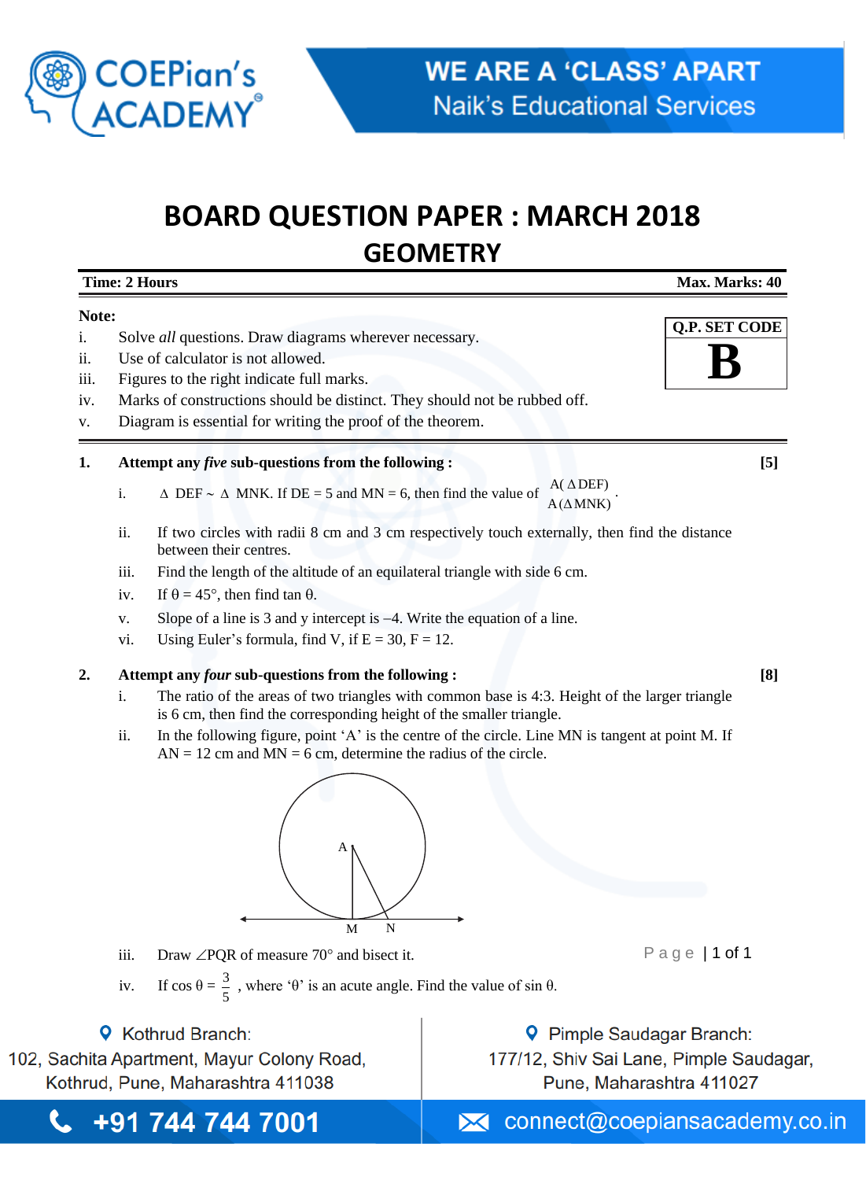# BOARD QUESTION PAPER : MARCH 2018

## GEOMETRY

**Time: 2 Hours** **Max. Marks: 40**

**Q.P. SET CODE**

**B**

**Note:**

i. Solve *all* questions. Draw diagrams wherever necessary.
ii. Use of calculator is not allowed.
iii. Figures to the right indicate full marks.
iv. Marks of constructions should be distinct. They should not be rubbed off.
v. Diagram is essential for writing the proof of the theorem.

**1. Attempt any *five* sub-questions from the following :** **[5]**

i. $\Delta$ DEF ~ $\Delta$ MNK. If DE = 5 and MN = 6, then find the value of $\frac{A(\Delta DEF)}{A(\Delta MNK)}$.

ii. If two circles with radii 8 cm and 3 cm respectively touch externally, then find the distance between their centres.

iii. Find the length of the altitude of an equilateral triangle with side 6 cm.

iv. If $\theta = 45°$, then find tan $\theta$.

v. Slope of a line is 3 and y intercept is –4. Write the equation of a line.

vi. Using Euler's formula, find V, if E = 30, F = 12.

**2. Attempt any *four* sub-questions from the following :** **[8]**

i. The ratio of the areas of two triangles with common base is 4:3. Height of the larger triangle is 6 cm, then find the corresponding height of the smaller triangle.

ii. In the following figure, point 'A' is the centre of the circle. Line MN is tangent at point M. If AN = 12 cm and MN = 6 cm, determine the radius of the circle.

iii. Draw $\angle PQR$ of measure 70° and bisect it.

iv. If $\cos \theta = \frac{3}{5}$, where '$\theta$' is an acute angle. Find the value of sin $\theta$.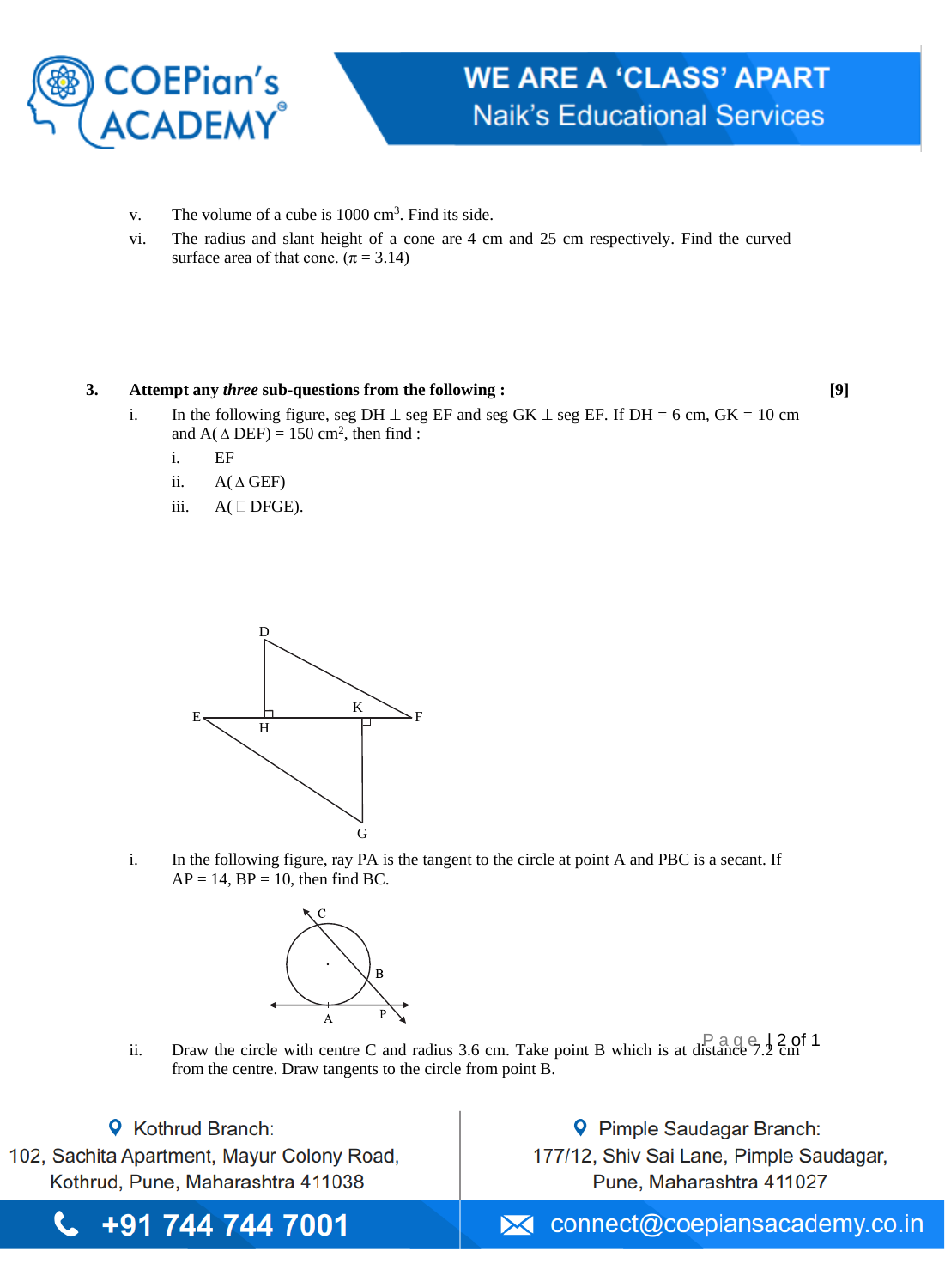v. The volume of a cube is 1000 $cm^3$. Find its side.

vi. The radius and slant height of a cone are 4 cm and 25 cm respectively. Find the curved surface area of that cone. ($\pi = 3.14$)

**3. Attempt any *three* sub-questions from the following : [9]**

i. In the following figure, seg DH $\perp$ seg EF and seg GK $\perp$ seg EF. If DH = 6 cm, GK = 10 cm and A($\Delta$ DEF) = 150 $cm^2$, then find :

   i. EF

   ii. A($\Delta$ GEF)

   iii. A($\square$ DFGE).

i. In the following figure, ray PA is the tangent to the circle at point A and PBC is a secant. If AP = 14, BP = 10, then find BC.

ii. Draw the circle with centre C and radius 3.6 cm. Take point B which is at distance 7.2 cm from the centre. Draw tangents to the circle from point B.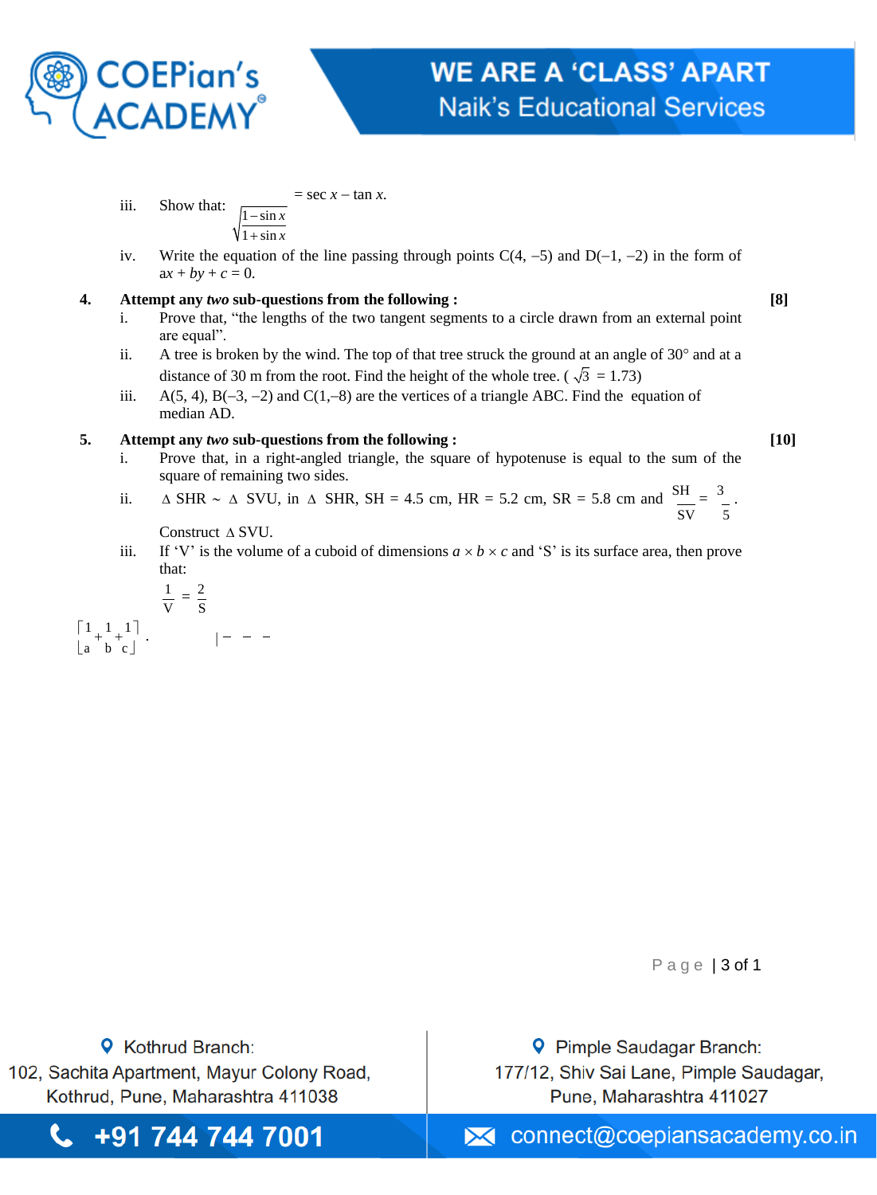iii. Show that: $\sqrt{\dfrac{1-\sin x}{1+\sin x}} = \sec x - \tan x$.

iv. Write the equation of the line passing through points C(4, –5) and D(–1, –2) in the form of $ax + by + c = 0$.

**4. Attempt any *two* sub-questions from the following : [8]**

i. Prove that, "the lengths of the two tangent segments to a circle drawn from an external point are equal".

ii. A tree is broken by the wind. The top of that tree struck the ground at an angle of 30° and at a distance of 30 m from the root. Find the height of the whole tree. ( $\sqrt{3}$ = 1.73)

iii. A(5, 4), B(–3, –2) and C(1,–8) are the vertices of a triangle ABC. Find the equation of median AD.

**5. Attempt any *two* sub-questions from the following : [10]**

i. Prove that, in a right-angled triangle, the square of hypotenuse is equal to the sum of the square of remaining two sides.

ii. $\Delta$ SHR ~ $\Delta$ SVU, in $\Delta$ SHR, SH = 4.5 cm, HR = 5.2 cm, SR = 5.8 cm and $\dfrac{SH}{SV} = \dfrac{3}{5}$.

Construct $\Delta$ SVU.

iii. If 'V' is the volume of a cuboid of dimensions $a \times b \times c$ and 'S' is its surface area, then prove that:

$$\frac{1}{V} = \frac{2}{S}\left[\frac{1}{a}+\frac{1}{b}+\frac{1}{c}\right].$$